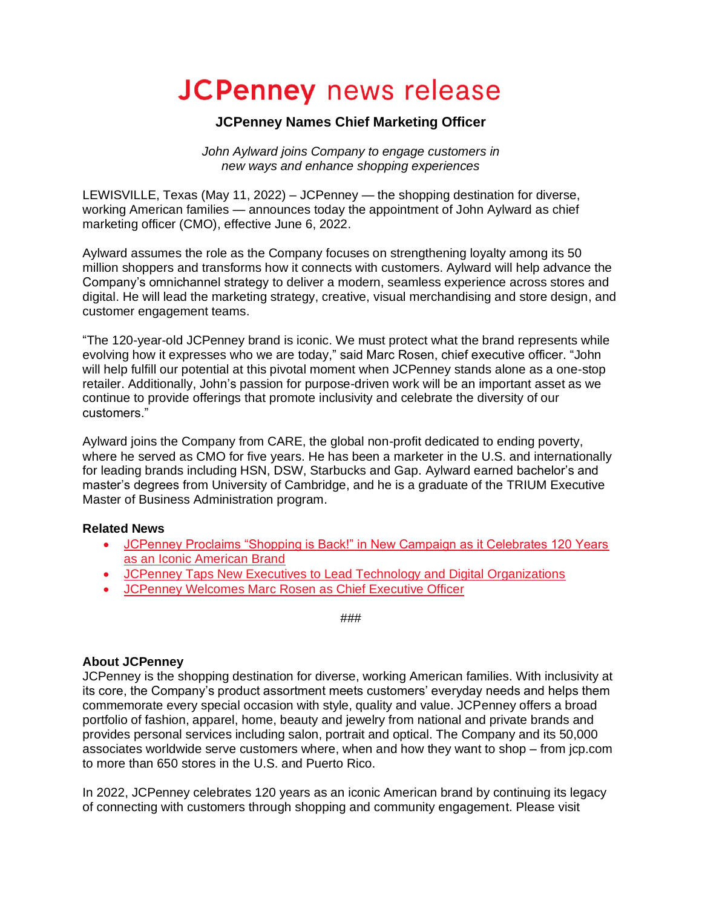# JCPenney news release

## JCPenney Names Chief Marketing Officer

*John Aylward joins Company to engage customers in new ways and enhance shopping experiences*

LEWISVILLE, Texas (May 11, 2022) – JCPenney — the shopping destination for diverse, working American families — announces today the appointment of John Aylward as chief marketing officer (CMO), effective June 6, 2022.

Aylward assumes the role as the Company focuses on strengthening loyalty among its 50 million shoppers and transforms how it connects with customers. Aylward will help advance the Company's omnichannel strategy to deliver a modern, seamless experience across stores and digital. He will lead the marketing strategy, creative, visual merchandising and store design, and customer engagement teams.

"The 120-year-old JCPenney brand is iconic. We must protect what the brand represents while evolving how it expresses who we are today," said Marc Rosen, chief executive officer. "John will help fulfill our potential at this pivotal moment when JCPenney stands alone as a one-stop retailer. Additionally, John's passion for purpose-driven work will be an important asset as we continue to provide offerings that promote inclusivity and celebrate the diversity of our customers."

Aylward joins the Company from CARE, the global non-profit dedicated to ending poverty, where he served as CMO for five years. He has been a marketer in the U.S. and internationally for leading brands including HSN, DSW, Starbucks and Gap. Aylward earned bachelor's and master's degrees from University of Cambridge, and he is a graduate of the TRIUM Executive Master of Business Administration program.

**Related News**

- JCPenney Proclaims "Shopping is Back!" in New Campaign as it Celebrates 120 Years as an Iconic American Brand
- JCPenney Taps New Executives to Lead Technology and Digital Organizations
- JCPenney Welcomes Marc Rosen as Chief Executive Officer

###

**About JCPenney**

JCPenney is the shopping destination for diverse, working American families. With inclusivity at its core, the Company's product assortment meets customers' everyday needs and helps them commemorate every special occasion with style, quality and value. JCPenney offers a broad portfolio of fashion, apparel, home, beauty and jewelry from national and private brands and provides personal services including salon, portrait and optical. The Company and its 50,000 associates worldwide serve customers where, when and how they want to shop – from jcp.com to more than 650 stores in the U.S. and Puerto Rico.

In 2022, JCPenney celebrates 120 years as an iconic American brand by continuing its legacy of connecting with customers through shopping and community engagement. Please visit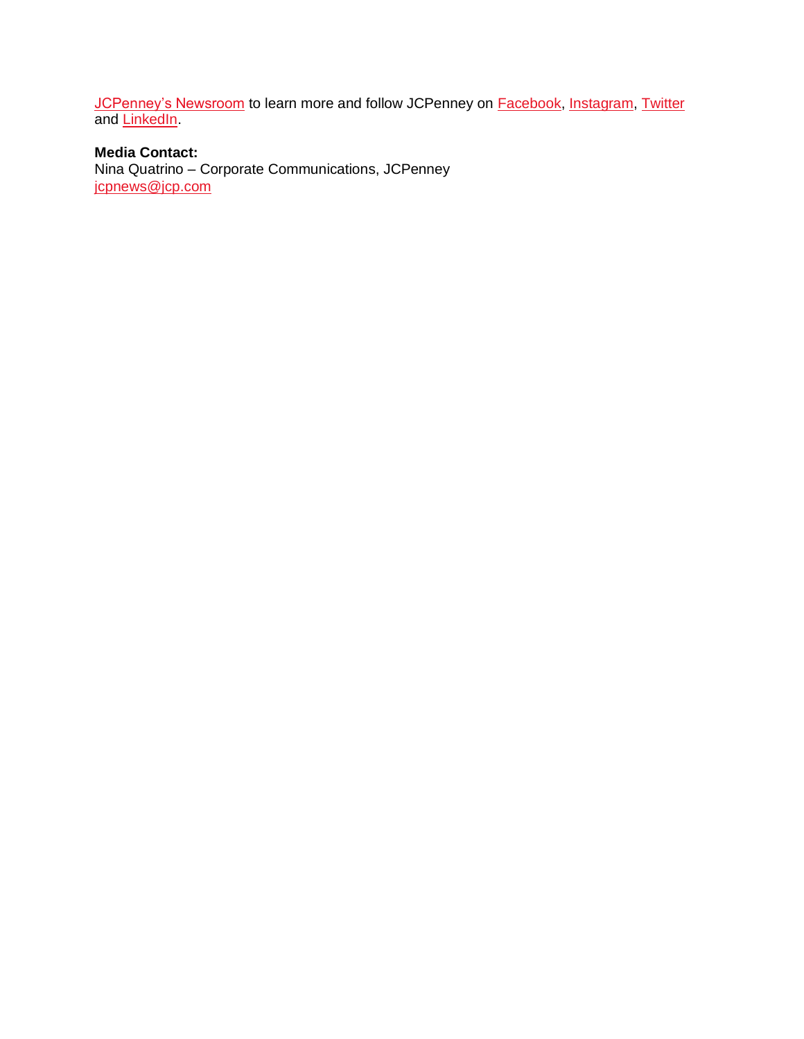JCPenney's Newsroom to learn more and follow JCPenney on Facebook, Instagram, Twitter and LinkedIn.

**Media Contact:**
Nina Quatrino – Corporate Communications, JCPenney
jcpnews@jcp.com